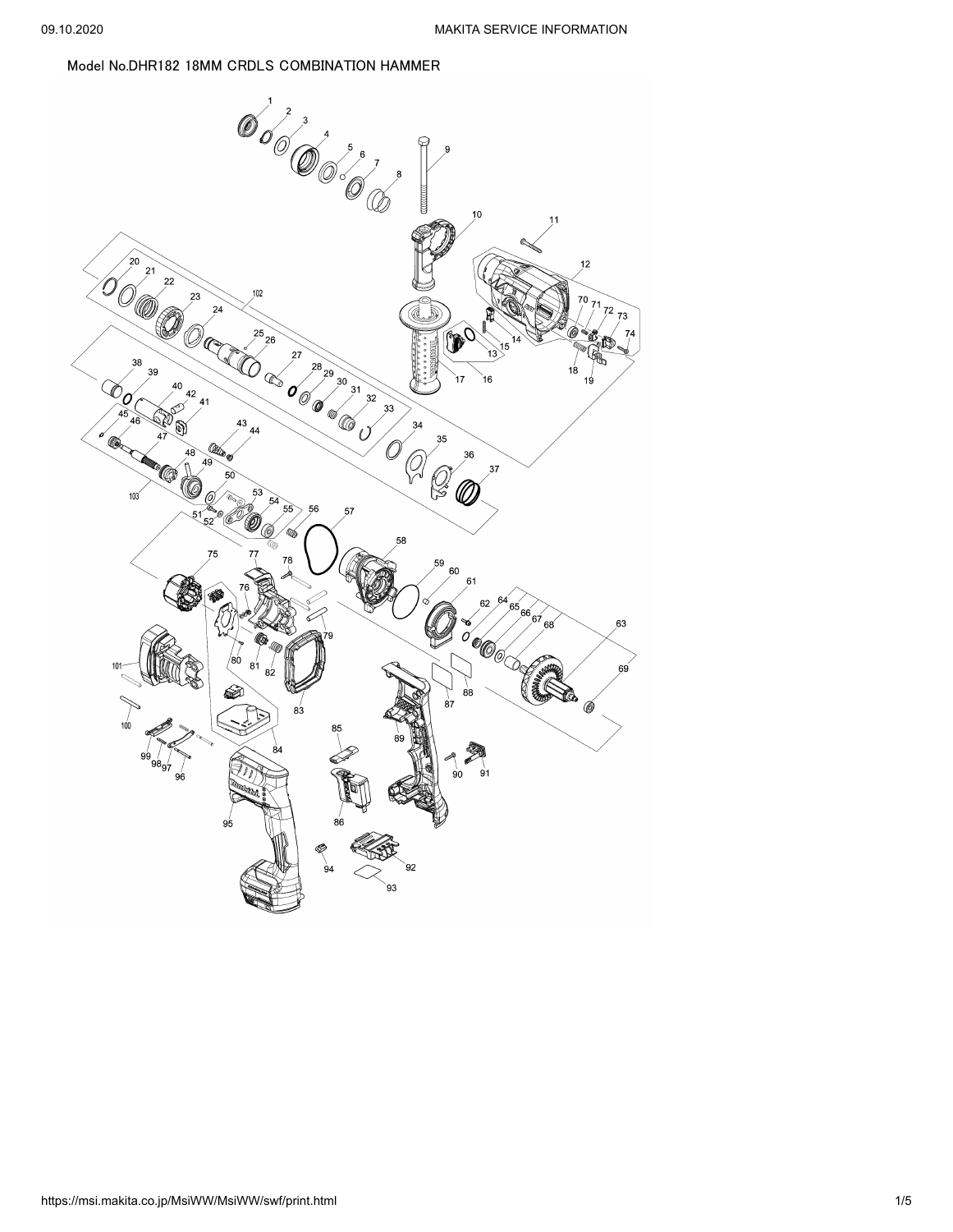Model No.DHR182 18MM CRDLS COMBINATION HAMMER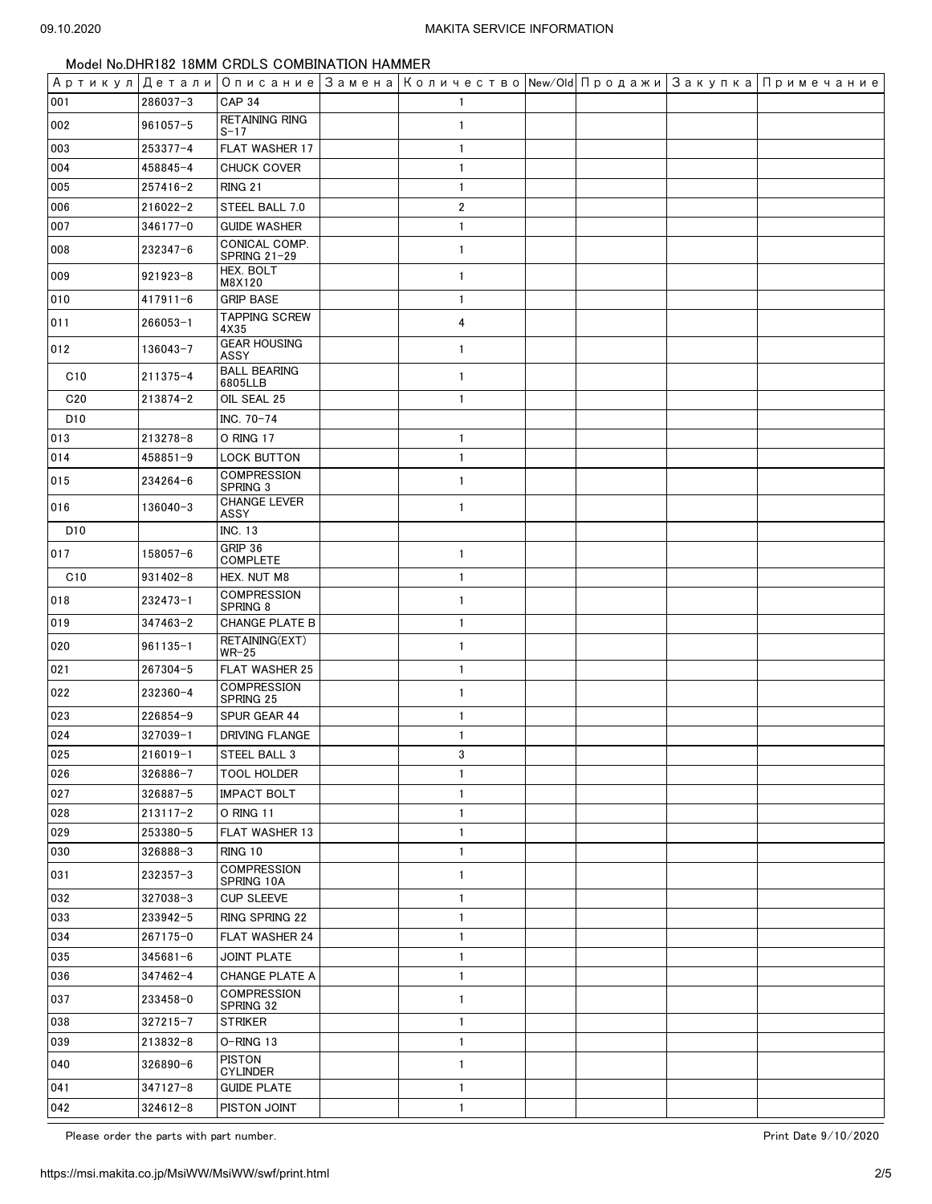Model No.DHR182 18MM CRDLS COMBINATION HAMMER

| Артикул | Детали | Описание | Замена | Количество | New/Old | Продажи | Закупка | Примечание |
|---|---|---|---|---|---|---|---|---|
| 001 | 286037-3 | CAP 34 | | 1 | | | | |
| 002 | 961057-5 | RETAINING RING S-17 | | 1 | | | | |
| 003 | 253377-4 | FLAT WASHER 17 | | 1 | | | | |
| 004 | 458845-4 | CHUCK COVER | | 1 | | | | |
| 005 | 257416-2 | RING 21 | | 1 | | | | |
| 006 | 216022-2 | STEEL BALL 7.0 | | 2 | | | | |
| 007 | 346177-0 | GUIDE WASHER | | 1 | | | | |
| 008 | 232347-6 | CONICAL COMP. SPRING 21-29 | | 1 | | | | |
| 009 | 921923-8 | HEX. BOLT M8X120 | | 1 | | | | |
| 010 | 417911-6 | GRIP BASE | | 1 | | | | |
| 011 | 266053-1 | TAPPING SCREW 4X35 | | 4 | | | | |
| 012 | 136043-7 | GEAR HOUSING ASSY | | 1 | | | | |
| C10 | 211375-4 | BALL BEARING 6805LLB | | 1 | | | | |
| C20 | 213874-2 | OIL SEAL 25 | | 1 | | | | |
| D10 | | INC. 70-74 | | | | | | |
| 013 | 213278-8 | O RING 17 | | 1 | | | | |
| 014 | 458851-9 | LOCK BUTTON | | 1 | | | | |
| 015 | 234264-6 | COMPRESSION SPRING 3 | | 1 | | | | |
| 016 | 136040-3 | CHANGE LEVER ASSY | | 1 | | | | |
| D10 | | INC. 13 | | | | | | |
| 017 | 158057-6 | GRIP 36 COMPLETE | | 1 | | | | |
| C10 | 931402-8 | HEX. NUT M8 | | 1 | | | | |
| 018 | 232473-1 | COMPRESSION SPRING 8 | | 1 | | | | |
| 019 | 347463-2 | CHANGE PLATE B | | 1 | | | | |
| 020 | 961135-1 | RETAINING(EXT) WR-25 | | 1 | | | | |
| 021 | 267304-5 | FLAT WASHER 25 | | 1 | | | | |
| 022 | 232360-4 | COMPRESSION SPRING 25 | | 1 | | | | |
| 023 | 226854-9 | SPUR GEAR 44 | | 1 | | | | |
| 024 | 327039-1 | DRIVING FLANGE | | 1 | | | | |
| 025 | 216019-1 | STEEL BALL 3 | | 3 | | | | |
| 026 | 326886-7 | TOOL HOLDER | | 1 | | | | |
| 027 | 326887-5 | IMPACT BOLT | | 1 | | | | |
| 028 | 213117-2 | O RING 11 | | 1 | | | | |
| 029 | 253380-5 | FLAT WASHER 13 | | 1 | | | | |
| 030 | 326888-3 | RING 10 | | 1 | | | | |
| 031 | 232357-3 | COMPRESSION SPRING 10A | | 1 | | | | |
| 032 | 327038-3 | CUP SLEEVE | | 1 | | | | |
| 033 | 233942-5 | RING SPRING 22 | | 1 | | | | |
| 034 | 267175-0 | FLAT WASHER 24 | | 1 | | | | |
| 035 | 345681-6 | JOINT PLATE | | 1 | | | | |
| 036 | 347462-4 | CHANGE PLATE A | | 1 | | | | |
| 037 | 233458-0 | COMPRESSION SPRING 32 | | 1 | | | | |
| 038 | 327215-7 | STRIKER | | 1 | | | | |
| 039 | 213832-8 | O-RING 13 | | 1 | | | | |
| 040 | 326890-6 | PISTON CYLINDER | | 1 | | | | |
| 041 | 347127-8 | GUIDE PLATE | | 1 | | | | |
| 042 | 324612-8 | PISTON JOINT | | 1 | | | | |

Please order the parts with part number.

Print Date 9/10/2020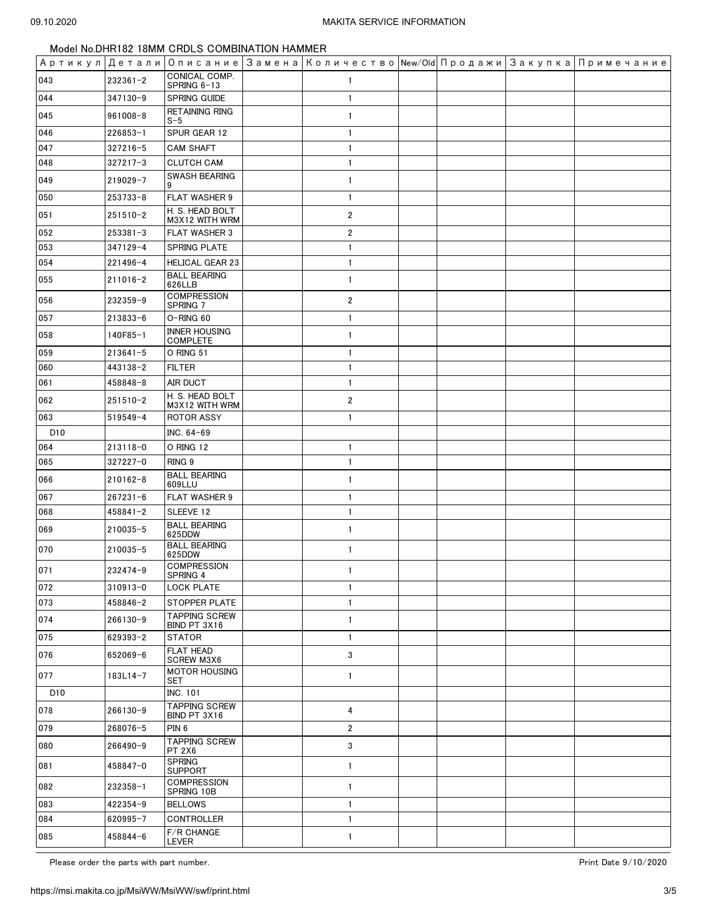Model No.DHR182 18MM CRDLS COMBINATION HAMMER

| Артикул | Детали | Описание | Замена | Количество | New/Old | Продажи | Закупка | Примечание |
|---|---|---|---|---|---|---|---|---|
| 043 | 232361-2 | CONICAL COMP. SPRING 6-13 | | 1 | | | | |
| 044 | 347130-9 | SPRING GUIDE | | 1 | | | | |
| 045 | 961008-8 | RETAINING RING S-5 | | 1 | | | | |
| 046 | 226853-1 | SPUR GEAR 12 | | 1 | | | | |
| 047 | 327216-5 | CAM SHAFT | | 1 | | | | |
| 048 | 327217-3 | CLUTCH CAM | | 1 | | | | |
| 049 | 219029-7 | SWASH BEARING 9 | | 1 | | | | |
| 050 | 253733-8 | FLAT WASHER 9 | | 1 | | | | |
| 051 | 251510-2 | H. S. HEAD BOLT M3X12 WITH WRM | | 2 | | | | |
| 052 | 253381-3 | FLAT WASHER 3 | | 2 | | | | |
| 053 | 347129-4 | SPRING PLATE | | 1 | | | | |
| 054 | 221496-4 | HELICAL GEAR 23 | | 1 | | | | |
| 055 | 211016-2 | BALL BEARING 626LLB | | 1 | | | | |
| 056 | 232359-9 | COMPRESSION SPRING 7 | | 2 | | | | |
| 057 | 213833-6 | O-RING 60 | | 1 | | | | |
| 058 | 140F85-1 | INNER HOUSING COMPLETE | | 1 | | | | |
| 059 | 213641-5 | O RING 51 | | 1 | | | | |
| 060 | 443138-2 | FILTER | | 1 | | | | |
| 061 | 458848-8 | AIR DUCT | | 1 | | | | |
| 062 | 251510-2 | H. S. HEAD BOLT M3X12 WITH WRM | | 2 | | | | |
| 063 | 519549-4 | ROTOR ASSY | | 1 | | | | |
| D10 | | INC. 64-69 | | | | | | |
| 064 | 213118-0 | O RING 12 | | 1 | | | | |
| 065 | 327227-0 | RING 9 | | 1 | | | | |
| 066 | 210162-8 | BALL BEARING 609LLU | | 1 | | | | |
| 067 | 267231-6 | FLAT WASHER 9 | | 1 | | | | |
| 068 | 458841-2 | SLEEVE 12 | | 1 | | | | |
| 069 | 210035-5 | BALL BEARING 625DDW | | 1 | | | | |
| 070 | 210035-5 | BALL BEARING 625DDW | | 1 | | | | |
| 071 | 232474-9 | COMPRESSION SPRING 4 | | 1 | | | | |
| 072 | 310913-0 | LOCK PLATE | | 1 | | | | |
| 073 | 458846-2 | STOPPER PLATE | | 1 | | | | |
| 074 | 266130-9 | TAPPING SCREW BIND PT 3X16 | | 1 | | | | |
| 075 | 629393-2 | STATOR | | 1 | | | | |
| 076 | 652069-6 | FLAT HEAD SCREW M3X6 | | 3 | | | | |
| 077 | 183L14-7 | MOTOR HOUSING SET | | 1 | | | | |
| D10 | | INC. 101 | | | | | | |
| 078 | 266130-9 | TAPPING SCREW BIND PT 3X16 | | 4 | | | | |
| 079 | 268076-5 | PIN 6 | | 2 | | | | |
| 080 | 266490-9 | TAPPING SCREW PT 2X6 | | 3 | | | | |
| 081 | 458847-0 | SPRING SUPPORT | | 1 | | | | |
| 082 | 232358-1 | COMPRESSION SPRING 10B | | 1 | | | | |
| 083 | 422354-9 | BELLOWS | | 1 | | | | |
| 084 | 620995-7 | CONTROLLER | | 1 | | | | |
| 085 | 458844-6 | F/R CHANGE LEVER | | 1 | | | | |

Please order the parts with part number.

Print Date 9/10/2020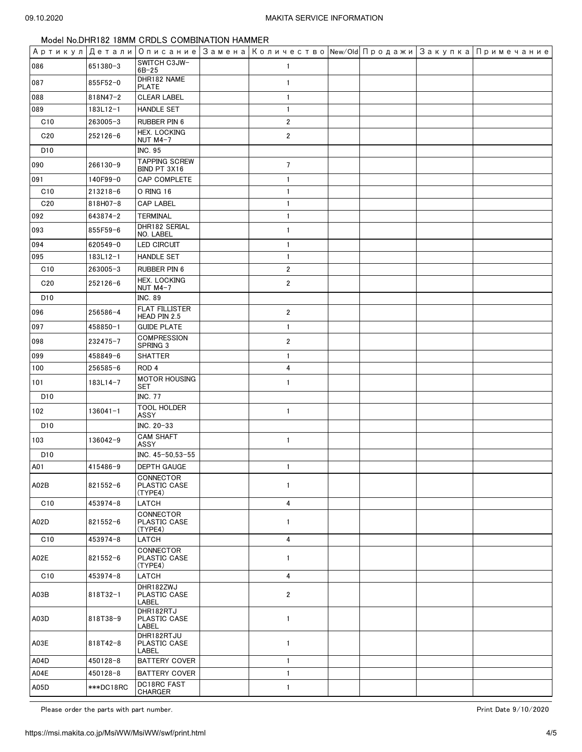Model No.DHR182 18MM CRDLS COMBINATION HAMMER

| Артикул | Детали | Описание | Замена | Количество | New/Old | Продажи | Закупка | Примечание |
|---|---|---|---|---|---|---|---|---|
| 086 | 651380-3 | SWITCH C3JW-6B-25 | | 1 | | | | |
| 087 | 855F52-0 | DHR182 NAME PLATE | | 1 | | | | |
| 088 | 818N47-2 | CLEAR LABEL | | 1 | | | | |
| 089 | 183L12-1 | HANDLE SET | | 1 | | | | |
| C10 | 263005-3 | RUBBER PIN 6 | | 2 | | | | |
| C20 | 252126-6 | HEX. LOCKING NUT M4-7 | | 2 | | | | |
| D10 | | INC. 95 | | | | | | |
| 090 | 266130-9 | TAPPING SCREW BIND PT 3X16 | | 7 | | | | |
| 091 | 140F99-0 | CAP COMPLETE | | 1 | | | | |
| C10 | 213218-6 | O RING 16 | | 1 | | | | |
| C20 | 818H07-8 | CAP LABEL | | 1 | | | | |
| 092 | 643874-2 | TERMINAL | | 1 | | | | |
| 093 | 855F59-6 | DHR182 SERIAL NO. LABEL | | 1 | | | | |
| 094 | 620549-0 | LED CIRCUIT | | 1 | | | | |
| 095 | 183L12-1 | HANDLE SET | | 1 | | | | |
| C10 | 263005-3 | RUBBER PIN 6 | | 2 | | | | |
| C20 | 252126-6 | HEX. LOCKING NUT M4-7 | | 2 | | | | |
| D10 | | INC. 89 | | | | | | |
| 096 | 256586-4 | FLAT FILLISTER HEAD PIN 2.5 | | 2 | | | | |
| 097 | 458850-1 | GUIDE PLATE | | 1 | | | | |
| 098 | 232475-7 | COMPRESSION SPRING 3 | | 2 | | | | |
| 099 | 458849-6 | SHATTER | | 1 | | | | |
| 100 | 256585-6 | ROD 4 | | 4 | | | | |
| 101 | 183L14-7 | MOTOR HOUSING SET | | 1 | | | | |
| D10 | | INC. 77 | | | | | | |
| 102 | 136041-1 | TOOL HOLDER ASSY | | 1 | | | | |
| D10 | | INC. 20-33 | | | | | | |
| 103 | 136042-9 | CAM SHAFT ASSY | | 1 | | | | |
| D10 | | INC. 45-50,53-55 | | | | | | |
| A01 | 415486-9 | DEPTH GAUGE | | 1 | | | | |
| A02B | 821552-6 | CONNECTOR PLASTIC CASE (TYPE4) | | 1 | | | | |
| C10 | 453974-8 | LATCH | | 4 | | | | |
| A02D | 821552-6 | CONNECTOR PLASTIC CASE (TYPE4) | | 1 | | | | |
| C10 | 453974-8 | LATCH | | 4 | | | | |
| A02E | 821552-6 | CONNECTOR PLASTIC CASE (TYPE4) | | 1 | | | | |
| C10 | 453974-8 | LATCH | | 4 | | | | |
| A03B | 818T32-1 | DHR182ZWJ PLASTIC CASE LABEL | | 2 | | | | |
| A03D | 818T38-9 | DHR182RTJ PLASTIC CASE LABEL | | 1 | | | | |
| A03E | 818T42-8 | DHR182RTJU PLASTIC CASE LABEL | | 1 | | | | |
| A04D | 450128-8 | BATTERY COVER | | 1 | | | | |
| A04E | 450128-8 | BATTERY COVER | | 1 | | | | |
| A05D | ***DC18RC | DC18RC FAST CHARGER | | 1 | | | | |

Please order the parts with part number.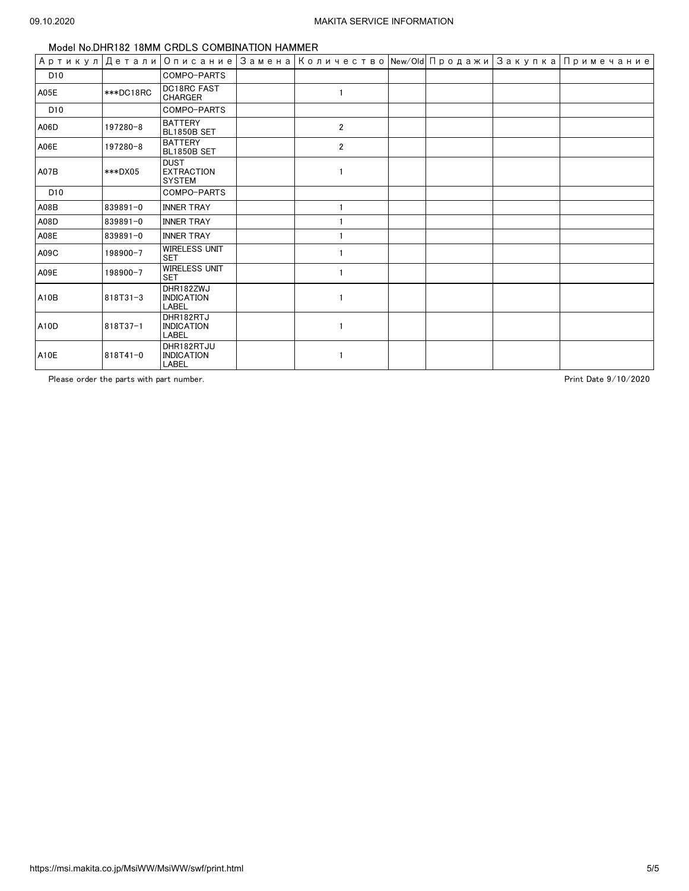Model No.DHR182 18MM CRDLS COMBINATION HAMMER

| Артикул | Детали | Описание | Замена | Количество | New/Old | Продажи | Закупка | Примечание |
|---|---|---|---|---|---|---|---|---|
| D10 | | COMPO-PARTS | | | | | | |
| A05E | ***DC18RC | DC18RC FAST CHARGER | | 1 | | | | |
| D10 | | COMPO-PARTS | | | | | | |
| A06D | 197280-8 | BATTERY BL1850B SET | | 2 | | | | |
| A06E | 197280-8 | BATTERY BL1850B SET | | 2 | | | | |
| A07B | ***DX05 | DUST EXTRACTION SYSTEM | | 1 | | | | |
| D10 | | COMPO-PARTS | | | | | | |
| A08B | 839891-0 | INNER TRAY | | 1 | | | | |
| A08D | 839891-0 | INNER TRAY | | 1 | | | | |
| A08E | 839891-0 | INNER TRAY | | 1 | | | | |
| A09C | 198900-7 | WIRELESS UNIT SET | | 1 | | | | |
| A09E | 198900-7 | WIRELESS UNIT SET | | 1 | | | | |
| A10B | 818T31-3 | DHR182ZWJ INDICATION LABEL | | 1 | | | | |
| A10D | 818T37-1 | DHR182RTJ INDICATION LABEL | | 1 | | | | |
| A10E | 818T41-0 | DHR182RTJU INDICATION LABEL | | 1 | | | | |

Please order the parts with part number.

Print Date 9/10/2020